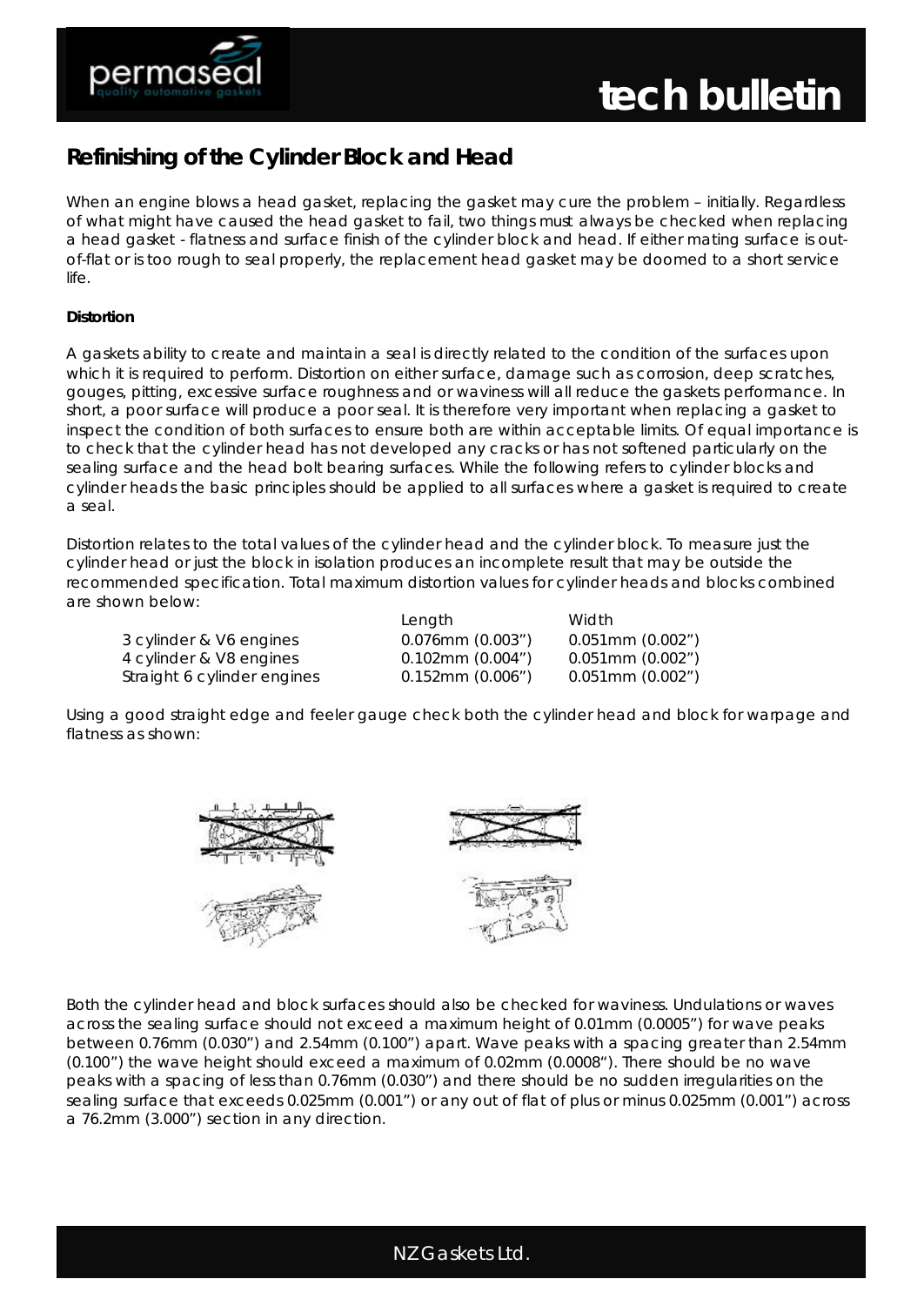# Refinishing of the Cylinder Block and Head

When an engine blows a head gasket, replacing the gasket may cure the problem – initially. Regardless of what might have caused the head gasket to fail, two things must always be checked when replacing a head gasket - flatness and surface finish of the cylinder block and head. If either mating surface is out-of-flat or is too rough to seal properly, the replacement head gasket may be doomed to a short service life.

**Distortion**

A gaskets ability to create and maintain a seal is directly related to the condition of the surfaces upon which it is required to perform. Distortion on either surface, damage such as corrosion, deep scratches, gouges, pitting, excessive surface roughness and or waviness will all reduce the gaskets performance. In short, a poor surface will produce a poor seal. It is therefore very important when replacing a gasket to inspect the condition of both surfaces to ensure both are within acceptable limits. Of equal importance is to check that the cylinder head has not developed any cracks or has not softened particularly on the sealing surface and the head bolt bearing surfaces. While the following refers to cylinder blocks and cylinder heads the basic principles should be applied to all surfaces where a gasket is required to create a seal.

Distortion relates to the total values of the cylinder head and the cylinder block. To measure just the cylinder head or just the block in isolation produces an incomplete result that may be outside the recommended specification. Total maximum distortion values for cylinder heads and blocks combined are shown below:

| | Length | Width |
|---|---|---|
| 3 cylinder & V6 engines | 0.076mm (0.003") | 0.051mm (0.002") |
| 4 cylinder & V8 engines | 0.102mm (0.004") | 0.051mm (0.002") |
| Straight 6 cylinder engines | 0.152mm (0.006") | 0.051mm (0.002") |

Using a good straight edge and feeler gauge check both the cylinder head and block for warpage and flatness as shown:

Both the cylinder head and block surfaces should also be checked for waviness. Undulations or waves across the sealing surface should not exceed a maximum height of 0.01mm (0.0005") for wave peaks between 0.76mm (0.030") and 2.54mm (0.100") apart. Wave peaks with a spacing greater than 2.54mm (0.100") the wave height should exceed a maximum of 0.02mm (0.0008"). There should be no wave peaks with a spacing of less than 0.76mm (0.030") and there should be no sudden irregularities on the sealing surface that exceeds 0.025mm (0.001") or any out of flat of plus or minus 0.025mm (0.001") across a 76.2mm (3.000") section in any direction.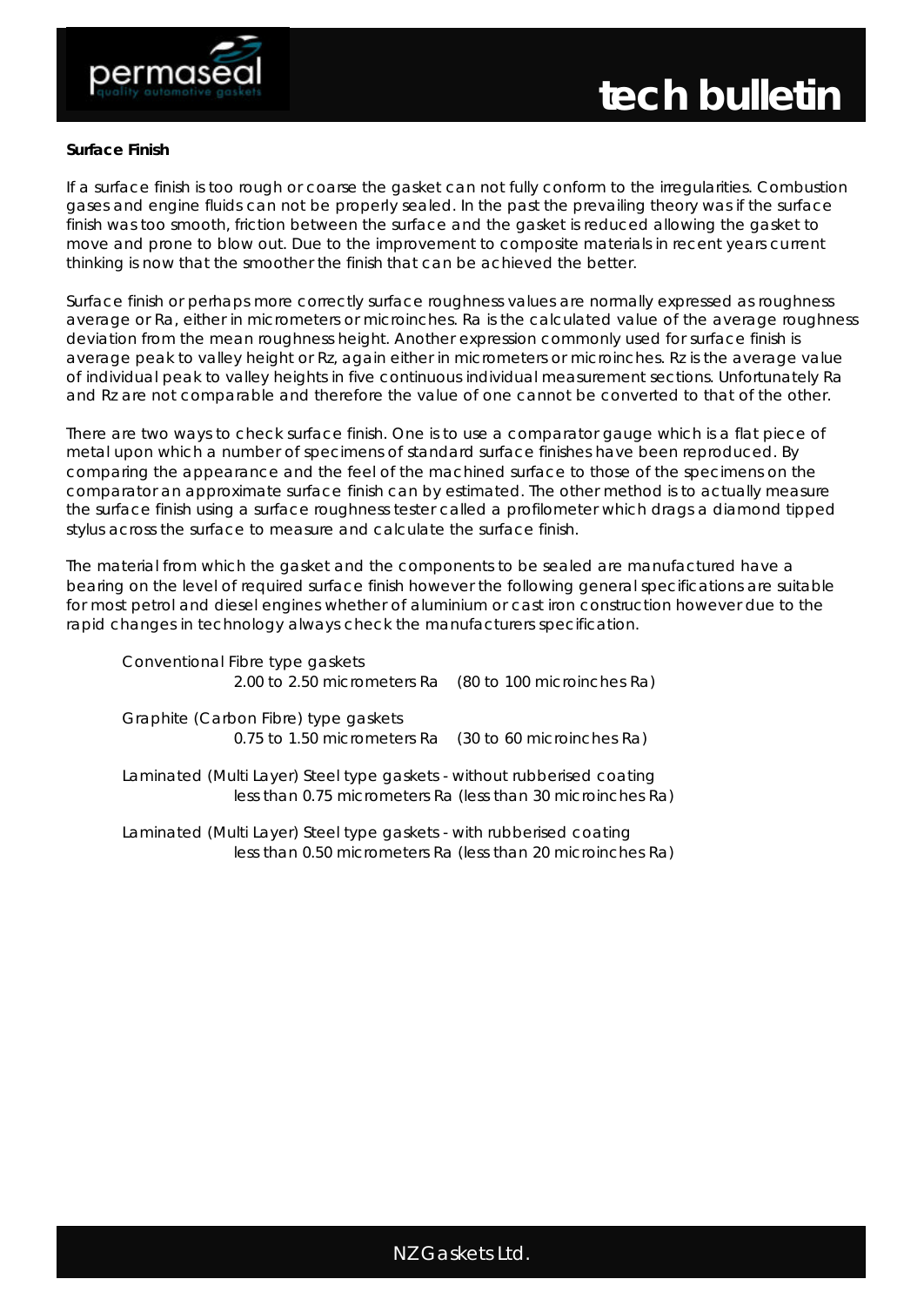**Surface Finish**

If a surface finish is too rough or coarse the gasket can not fully conform to the irregularities. Combustion gases and engine fluids can not be properly sealed. In the past the prevailing theory was if the surface finish was too smooth, friction between the surface and the gasket is reduced allowing the gasket to move and prone to blow out. Due to the improvement to composite materials in recent years current thinking is now that the smoother the finish that can be achieved the better.

Surface finish or perhaps more correctly surface roughness values are normally expressed as roughness average or Ra, either in micrometers or microinches. Ra is the calculated value of the average roughness deviation from the mean roughness height. Another expression commonly used for surface finish is average peak to valley height or Rz, again either in micrometers or microinches. Rz is the average value of individual peak to valley heights in five continuous individual measurement sections. Unfortunately Ra and Rz are not comparable and therefore the value of one cannot be converted to that of the other.

There are two ways to check surface finish. One is to use a comparator gauge which is a flat piece of metal upon which a number of specimens of standard surface finishes have been reproduced. By comparing the appearance and the feel of the machined surface to those of the specimens on the comparator an approximate surface finish can by estimated. The other method is to actually measure the surface finish using a surface roughness tester called a profilometer which drags a diamond tipped stylus across the surface to measure and calculate the surface finish.

The material from which the gasket and the components to be sealed are manufactured have a bearing on the level of required surface finish however the following general specifications are suitable for most petrol and diesel engines whether of aluminium or cast iron construction however due to the rapid changes in technology always check the manufacturers specification.

Conventional Fibre type gaskets
2.00 to 2.50 micrometers Ra (80 to 100 microinches Ra)

Graphite (Carbon Fibre) type gaskets
0.75 to 1.50 micrometers Ra (30 to 60 microinches Ra)

Laminated (Multi Layer) Steel type gaskets - without rubberised coating
less than 0.75 micrometers Ra (less than 30 microinches Ra)

Laminated (Multi Layer) Steel type gaskets - with rubberised coating
less than 0.50 micrometers Ra (less than 20 microinches Ra)